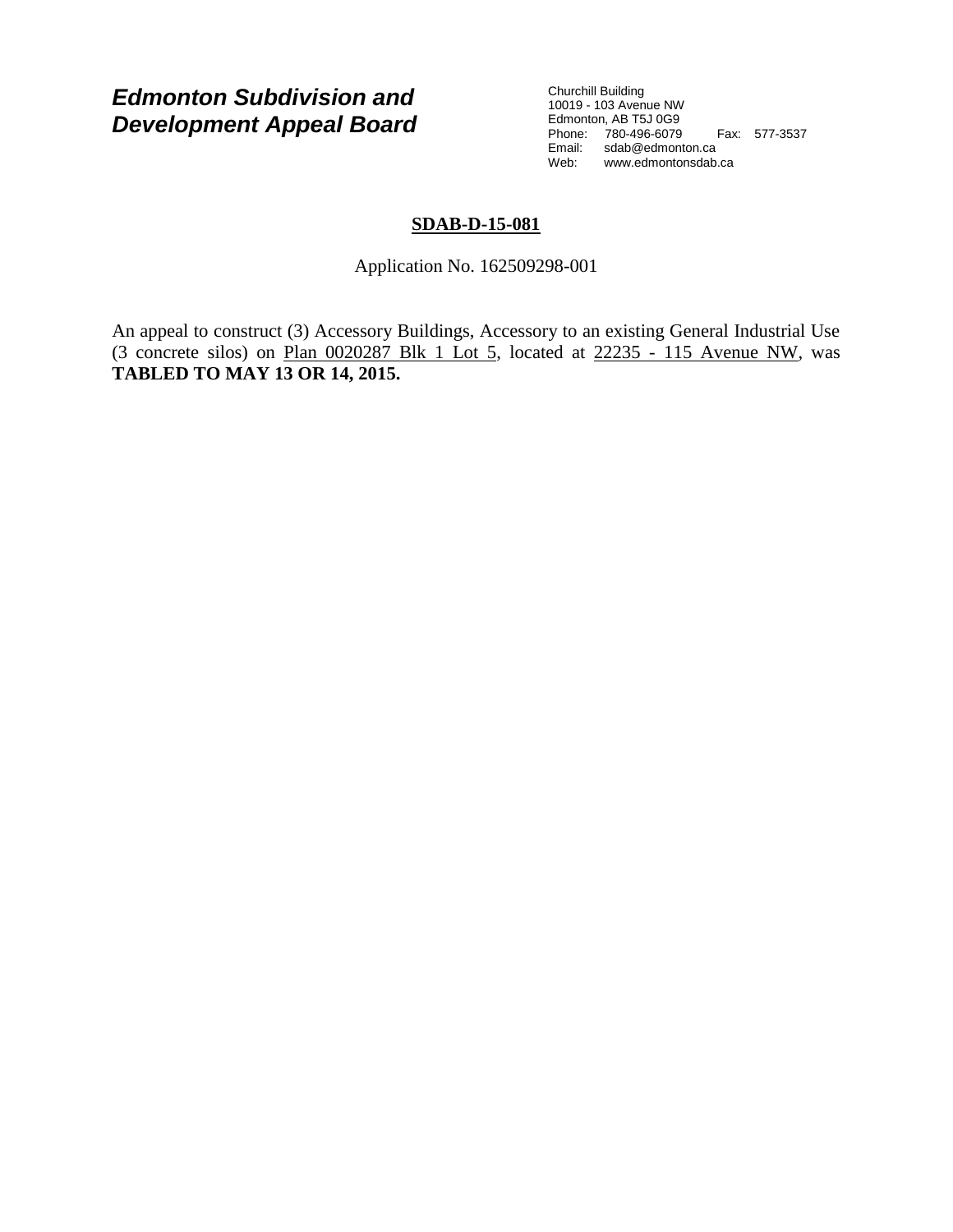***Edmonton Subdivision and Development Appeal Board***

Churchill Building
10019 - 103 Avenue NW
Edmonton, AB T5J 0G9
Phone: 780-496-6079 Fax: 577-3537
Email: sdab@edmonton.ca
Web: www.edmontonsdab.ca

**SDAB-D-15-081**

Application No. 162509298-001

An appeal to construct (3) Accessory Buildings, Accessory to an existing General Industrial Use (3 concrete silos) on Plan 0020287 Blk 1 Lot 5, located at 22235 - 115 Avenue NW, was **TABLED TO MAY 13 OR 14, 2015.**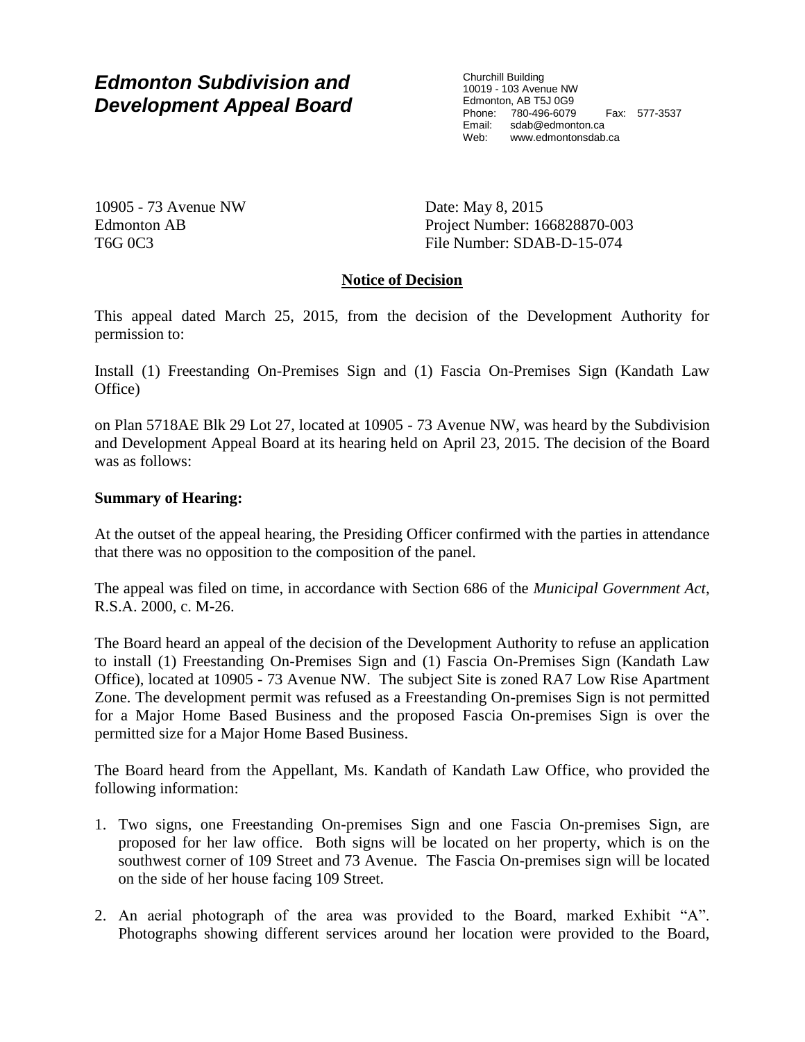# *Edmonton Subdivision and Development Appeal Board*

Churchill Building
10019 - 103 Avenue NW
Edmonton, AB T5J 0G9
Phone: 780-496-6079 Fax: 577-3537
Email: sdab@edmonton.ca
Web: www.edmontonsdab.ca

10905 - 73 Avenue NW
Edmonton AB
T6G 0C3

Date: May 8, 2015
Project Number: 166828870-003
File Number: SDAB-D-15-074

## Notice of Decision

This appeal dated March 25, 2015, from the decision of the Development Authority for permission to:

Install (1) Freestanding On-Premises Sign and (1) Fascia On-Premises Sign (Kandath Law Office)

on Plan 5718AE Blk 29 Lot 27, located at 10905 - 73 Avenue NW, was heard by the Subdivision and Development Appeal Board at its hearing held on April 23, 2015. The decision of the Board was as follows:

**Summary of Hearing:**

At the outset of the appeal hearing, the Presiding Officer confirmed with the parties in attendance that there was no opposition to the composition of the panel.

The appeal was filed on time, in accordance with Section 686 of the *Municipal Government Act*, R.S.A. 2000, c. M-26.

The Board heard an appeal of the decision of the Development Authority to refuse an application to install (1) Freestanding On-Premises Sign and (1) Fascia On-Premises Sign (Kandath Law Office), located at 10905 - 73 Avenue NW. The subject Site is zoned RA7 Low Rise Apartment Zone. The development permit was refused as a Freestanding On-premises Sign is not permitted for a Major Home Based Business and the proposed Fascia On-premises Sign is over the permitted size for a Major Home Based Business.

The Board heard from the Appellant, Ms. Kandath of Kandath Law Office, who provided the following information:

1. Two signs, one Freestanding On-premises Sign and one Fascia On-premises Sign, are proposed for her law office. Both signs will be located on her property, which is on the southwest corner of 109 Street and 73 Avenue. The Fascia On-premises sign will be located on the side of her house facing 109 Street.
2. An aerial photograph of the area was provided to the Board, marked Exhibit "A". Photographs showing different services around her location were provided to the Board,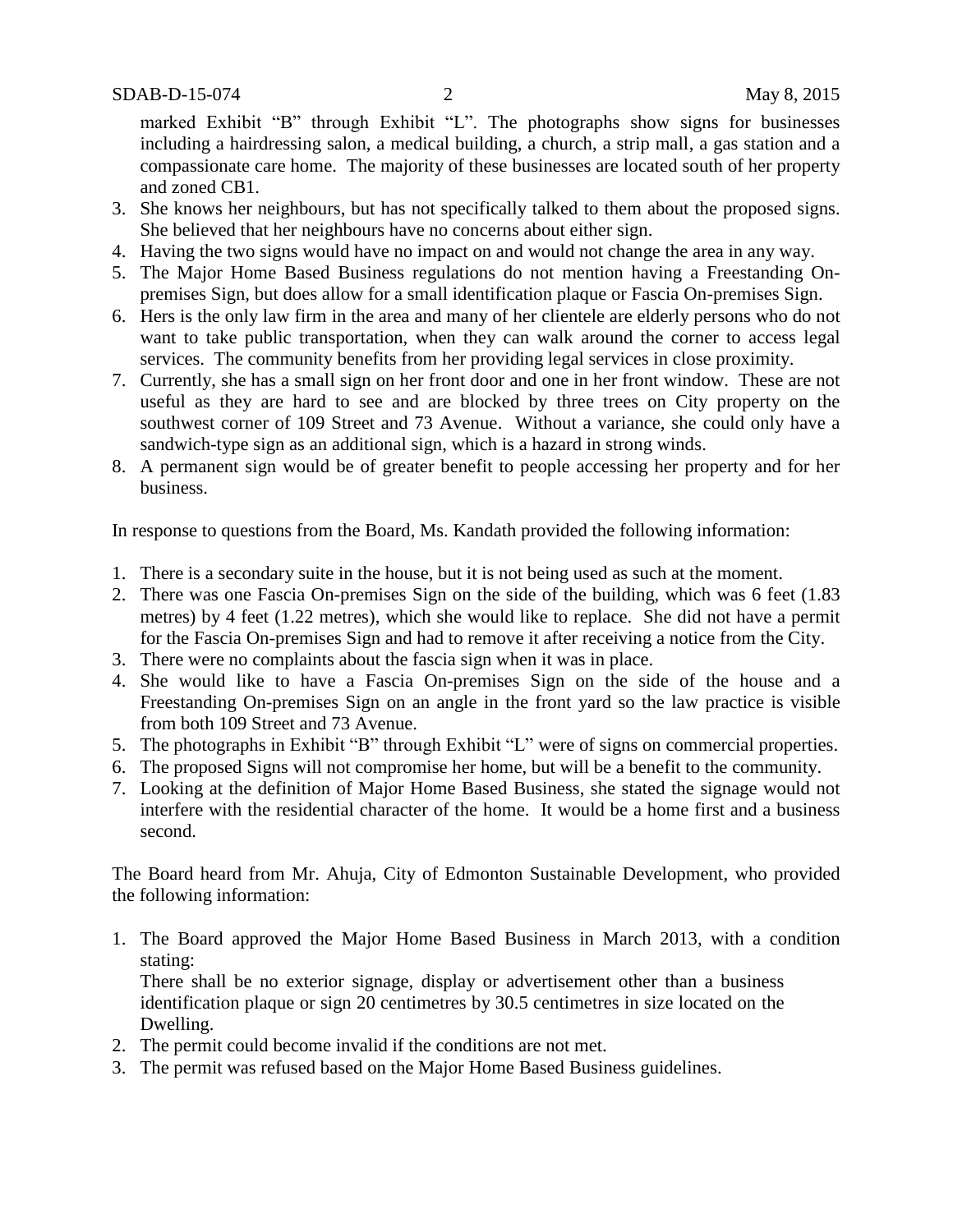marked Exhibit "B" through Exhibit "L". The photographs show signs for businesses including a hairdressing salon, a medical building, a church, a strip mall, a gas station and a compassionate care home. The majority of these businesses are located south of her property and zoned CB1.

3. She knows her neighbours, but has not specifically talked to them about the proposed signs. She believed that her neighbours have no concerns about either sign.
4. Having the two signs would have no impact on and would not change the area in any way.
5. The Major Home Based Business regulations do not mention having a Freestanding On-premises Sign, but does allow for a small identification plaque or Fascia On-premises Sign.
6. Hers is the only law firm in the area and many of her clientele are elderly persons who do not want to take public transportation, when they can walk around the corner to access legal services. The community benefits from her providing legal services in close proximity.
7. Currently, she has a small sign on her front door and one in her front window. These are not useful as they are hard to see and are blocked by three trees on City property on the southwest corner of 109 Street and 73 Avenue. Without a variance, she could only have a sandwich-type sign as an additional sign, which is a hazard in strong winds.
8. A permanent sign would be of greater benefit to people accessing her property and for her business.

In response to questions from the Board, Ms. Kandath provided the following information:

1. There is a secondary suite in the house, but it is not being used as such at the moment.
2. There was one Fascia On-premises Sign on the side of the building, which was 6 feet (1.83 metres) by 4 feet (1.22 metres), which she would like to replace. She did not have a permit for the Fascia On-premises Sign and had to remove it after receiving a notice from the City.
3. There were no complaints about the fascia sign when it was in place.
4. She would like to have a Fascia On-premises Sign on the side of the house and a Freestanding On-premises Sign on an angle in the front yard so the law practice is visible from both 109 Street and 73 Avenue.
5. The photographs in Exhibit "B" through Exhibit "L" were of signs on commercial properties.
6. The proposed Signs will not compromise her home, but will be a benefit to the community.
7. Looking at the definition of Major Home Based Business, she stated the signage would not interfere with the residential character of the home. It would be a home first and a business second.

The Board heard from Mr. Ahuja, City of Edmonton Sustainable Development, who provided the following information:

1. The Board approved the Major Home Based Business in March 2013, with a condition stating:
   There shall be no exterior signage, display or advertisement other than a business identification plaque or sign 20 centimetres by 30.5 centimetres in size located on the Dwelling.
2. The permit could become invalid if the conditions are not met.
3. The permit was refused based on the Major Home Based Business guidelines.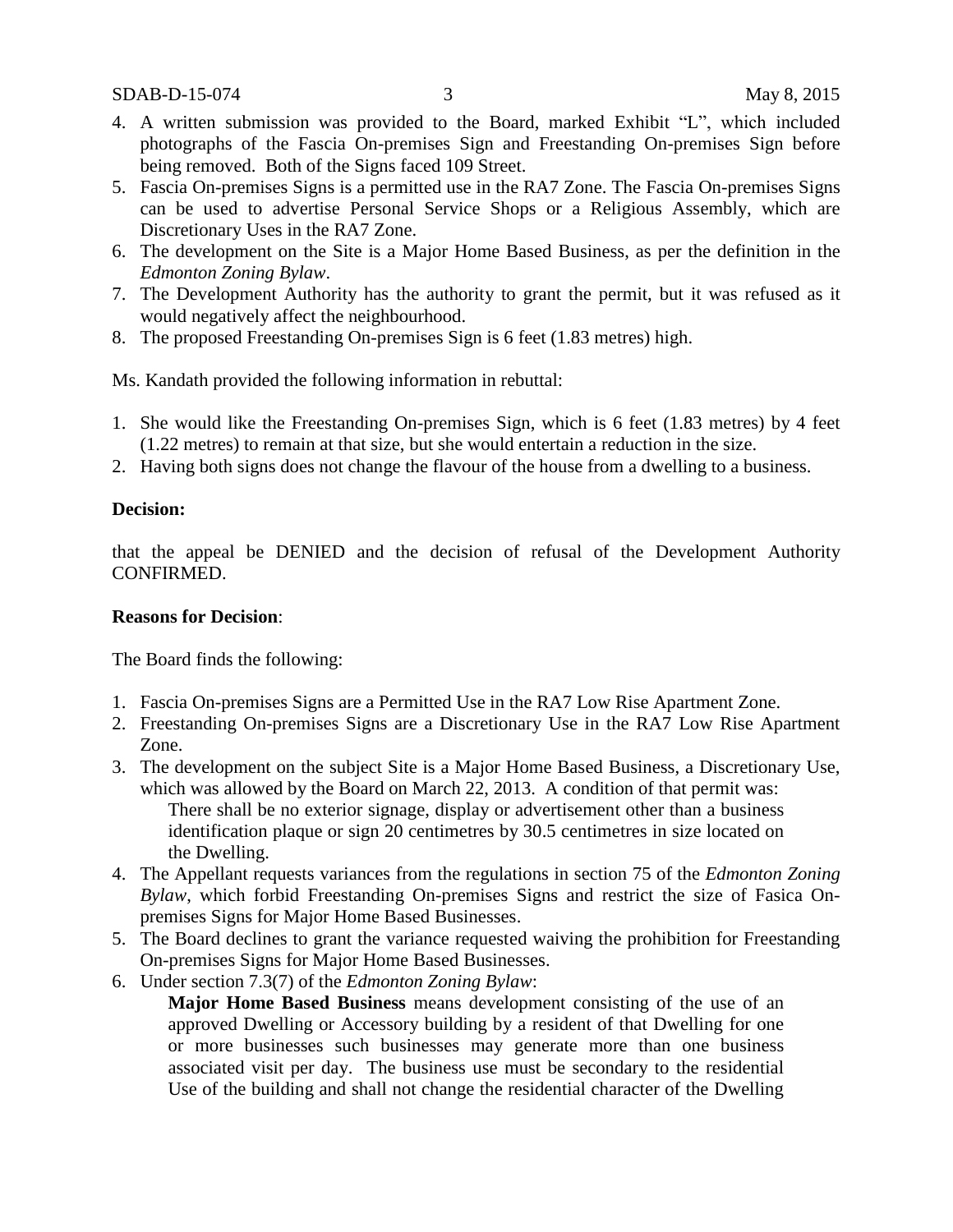4. A written submission was provided to the Board, marked Exhibit "L", which included photographs of the Fascia On-premises Sign and Freestanding On-premises Sign before being removed. Both of the Signs faced 109 Street.
5. Fascia On-premises Signs is a permitted use in the RA7 Zone. The Fascia On-premises Signs can be used to advertise Personal Service Shops or a Religious Assembly, which are Discretionary Uses in the RA7 Zone.
6. The development on the Site is a Major Home Based Business, as per the definition in the *Edmonton Zoning Bylaw*.
7. The Development Authority has the authority to grant the permit, but it was refused as it would negatively affect the neighbourhood.
8. The proposed Freestanding On-premises Sign is 6 feet (1.83 metres) high.

Ms. Kandath provided the following information in rebuttal:

1. She would like the Freestanding On-premises Sign, which is 6 feet (1.83 metres) by 4 feet (1.22 metres) to remain at that size, but she would entertain a reduction in the size.
2. Having both signs does not change the flavour of the house from a dwelling to a business.

**Decision:**

that the appeal be DENIED and the decision of refusal of the Development Authority CONFIRMED.

**Reasons for Decision**:

The Board finds the following:

1. Fascia On-premises Signs are a Permitted Use in the RA7 Low Rise Apartment Zone.
2. Freestanding On-premises Signs are a Discretionary Use in the RA7 Low Rise Apartment Zone.
3. The development on the subject Site is a Major Home Based Business, a Discretionary Use, which was allowed by the Board on March 22, 2013. A condition of that permit was:

   There shall be no exterior signage, display or advertisement other than a business identification plaque or sign 20 centimetres by 30.5 centimetres in size located on the Dwelling.
4. The Appellant requests variances from the regulations in section 75 of the *Edmonton Zoning Bylaw*, which forbid Freestanding On-premises Signs and restrict the size of Fasica On-premises Signs for Major Home Based Businesses.
5. The Board declines to grant the variance requested waiving the prohibition for Freestanding On-premises Signs for Major Home Based Businesses.
6. Under section 7.3(7) of the *Edmonton Zoning Bylaw*:

   **Major Home Based Business** means development consisting of the use of an approved Dwelling or Accessory building by a resident of that Dwelling for one or more businesses such businesses may generate more than one business associated visit per day. The business use must be secondary to the residential Use of the building and shall not change the residential character of the Dwelling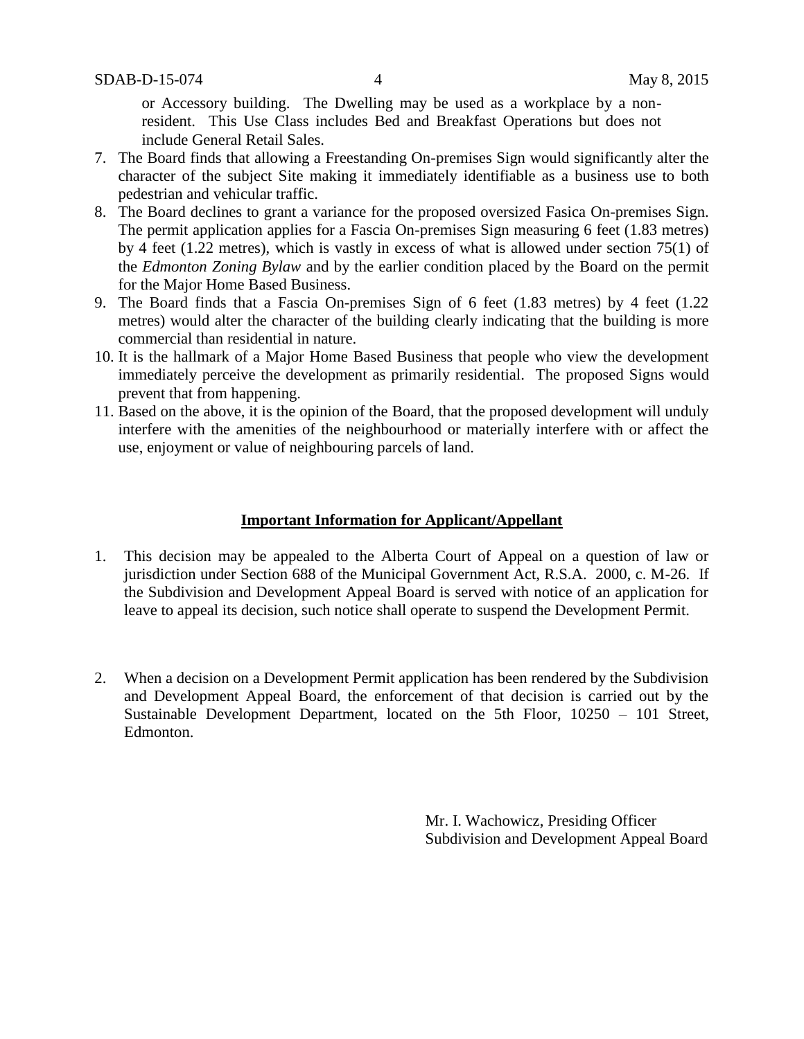or Accessory building. The Dwelling may be used as a workplace by a non-resident. This Use Class includes Bed and Breakfast Operations but does not include General Retail Sales.

7. The Board finds that allowing a Freestanding On-premises Sign would significantly alter the character of the subject Site making it immediately identifiable as a business use to both pedestrian and vehicular traffic.
8. The Board declines to grant a variance for the proposed oversized Fasica On-premises Sign. The permit application applies for a Fascia On-premises Sign measuring 6 feet (1.83 metres) by 4 feet (1.22 metres), which is vastly in excess of what is allowed under section 75(1) of the *Edmonton Zoning Bylaw* and by the earlier condition placed by the Board on the permit for the Major Home Based Business.
9. The Board finds that a Fascia On-premises Sign of 6 feet (1.83 metres) by 4 feet (1.22 metres) would alter the character of the building clearly indicating that the building is more commercial than residential in nature.
10. It is the hallmark of a Major Home Based Business that people who view the development immediately perceive the development as primarily residential. The proposed Signs would prevent that from happening.
11. Based on the above, it is the opinion of the Board, that the proposed development will unduly interfere with the amenities of the neighbourhood or materially interfere with or affect the use, enjoyment or value of neighbouring parcels of land.

**Important Information for Applicant/Appellant**

1. This decision may be appealed to the Alberta Court of Appeal on a question of law or jurisdiction under Section 688 of the Municipal Government Act, R.S.A. 2000, c. M-26. If the Subdivision and Development Appeal Board is served with notice of an application for leave to appeal its decision, such notice shall operate to suspend the Development Permit.

2. When a decision on a Development Permit application has been rendered by the Subdivision and Development Appeal Board, the enforcement of that decision is carried out by the Sustainable Development Department, located on the 5th Floor, 10250 – 101 Street, Edmonton.

Mr. I. Wachowicz, Presiding Officer
Subdivision and Development Appeal Board